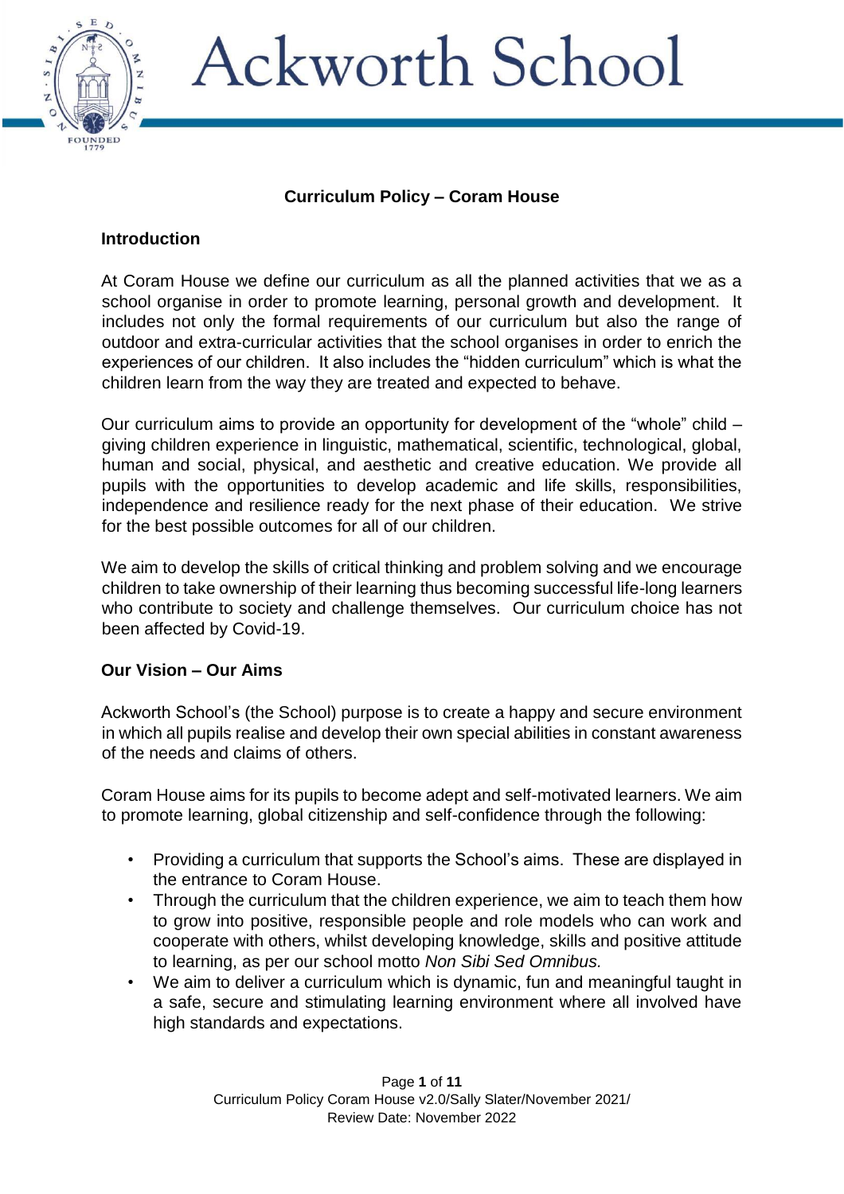# Curriculum Policy – Coram House

## Introduction

At Coram House we define our curriculum as all the planned activities that we as a school organise in order to promote learning, personal growth and development. It includes not only the formal requirements of our curriculum but also the range of outdoor and extra-curricular activities that the school organises in order to enrich the experiences of our children. It also includes the "hidden curriculum" which is what the children learn from the way they are treated and expected to behave.

Our curriculum aims to provide an opportunity for development of the "whole" child – giving children experience in linguistic, mathematical, scientific, technological, global, human and social, physical, and aesthetic and creative education. We provide all pupils with the opportunities to develop academic and life skills, responsibilities, independence and resilience ready for the next phase of their education. We strive for the best possible outcomes for all of our children.

We aim to develop the skills of critical thinking and problem solving and we encourage children to take ownership of their learning thus becoming successful life-long learners who contribute to society and challenge themselves. Our curriculum choice has not been affected by Covid-19.

## Our Vision – Our Aims

Ackworth School's (the School) purpose is to create a happy and secure environment in which all pupils realise and develop their own special abilities in constant awareness of the needs and claims of others.

Coram House aims for its pupils to become adept and self-motivated learners. We aim to promote learning, global citizenship and self-confidence through the following:

- Providing a curriculum that supports the School's aims. These are displayed in the entrance to Coram House.
- Through the curriculum that the children experience, we aim to teach them how to grow into positive, responsible people and role models who can work and cooperate with others, whilst developing knowledge, skills and positive attitude to learning, as per our school motto *Non Sibi Sed Omnibus.*
- We aim to deliver a curriculum which is dynamic, fun and meaningful taught in a safe, secure and stimulating learning environment where all involved have high standards and expectations.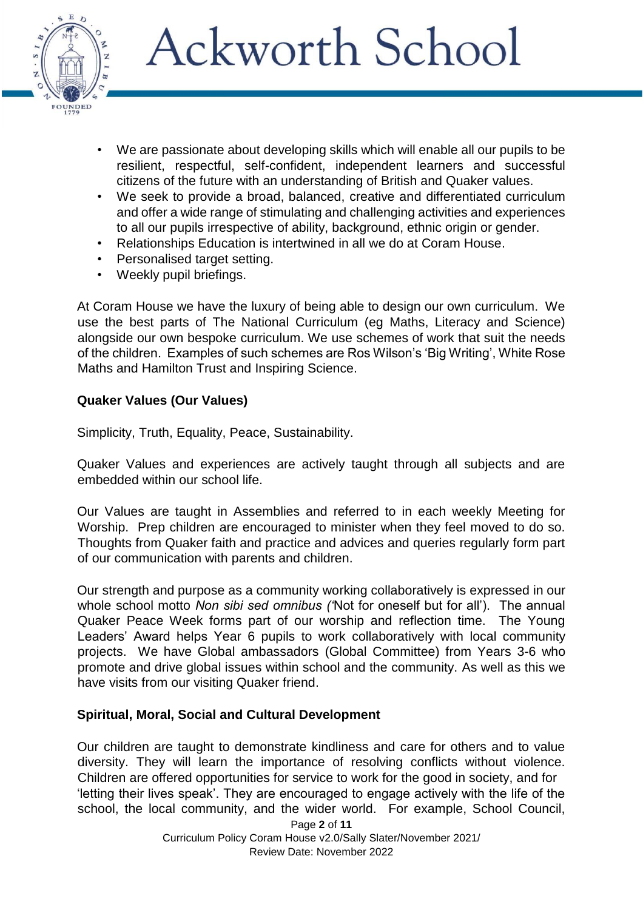- We are passionate about developing skills which will enable all our pupils to be resilient, respectful, self-confident, independent learners and successful citizens of the future with an understanding of British and Quaker values.
- We seek to provide a broad, balanced, creative and differentiated curriculum and offer a wide range of stimulating and challenging activities and experiences to all our pupils irrespective of ability, background, ethnic origin or gender.
- Relationships Education is intertwined in all we do at Coram House.
- Personalised target setting.
- Weekly pupil briefings.

At Coram House we have the luxury of being able to design our own curriculum. We use the best parts of The National Curriculum (eg Maths, Literacy and Science) alongside our own bespoke curriculum. We use schemes of work that suit the needs of the children. Examples of such schemes are Ros Wilson's 'Big Writing', White Rose Maths and Hamilton Trust and Inspiring Science.

**Quaker Values (Our Values)**

Simplicity, Truth, Equality, Peace, Sustainability.

Quaker Values and experiences are actively taught through all subjects and are embedded within our school life.

Our Values are taught in Assemblies and referred to in each weekly Meeting for Worship. Prep children are encouraged to minister when they feel moved to do so. Thoughts from Quaker faith and practice and advices and queries regularly form part of our communication with parents and children.

Our strength and purpose as a community working collaboratively is expressed in our whole school motto *Non sibi sed omnibus ('*Not for oneself but for all'). The annual Quaker Peace Week forms part of our worship and reflection time. The Young Leaders' Award helps Year 6 pupils to work collaboratively with local community projects. We have Global ambassadors (Global Committee) from Years 3-6 who promote and drive global issues within school and the community. As well as this we have visits from our visiting Quaker friend.

**Spiritual, Moral, Social and Cultural Development**

Our children are taught to demonstrate kindliness and care for others and to value diversity. They will learn the importance of resolving conflicts without violence. Children are offered opportunities for service to work for the good in society, and for 'letting their lives speak'. They are encouraged to engage actively with the life of the school, the local community, and the wider world. For example, School Council,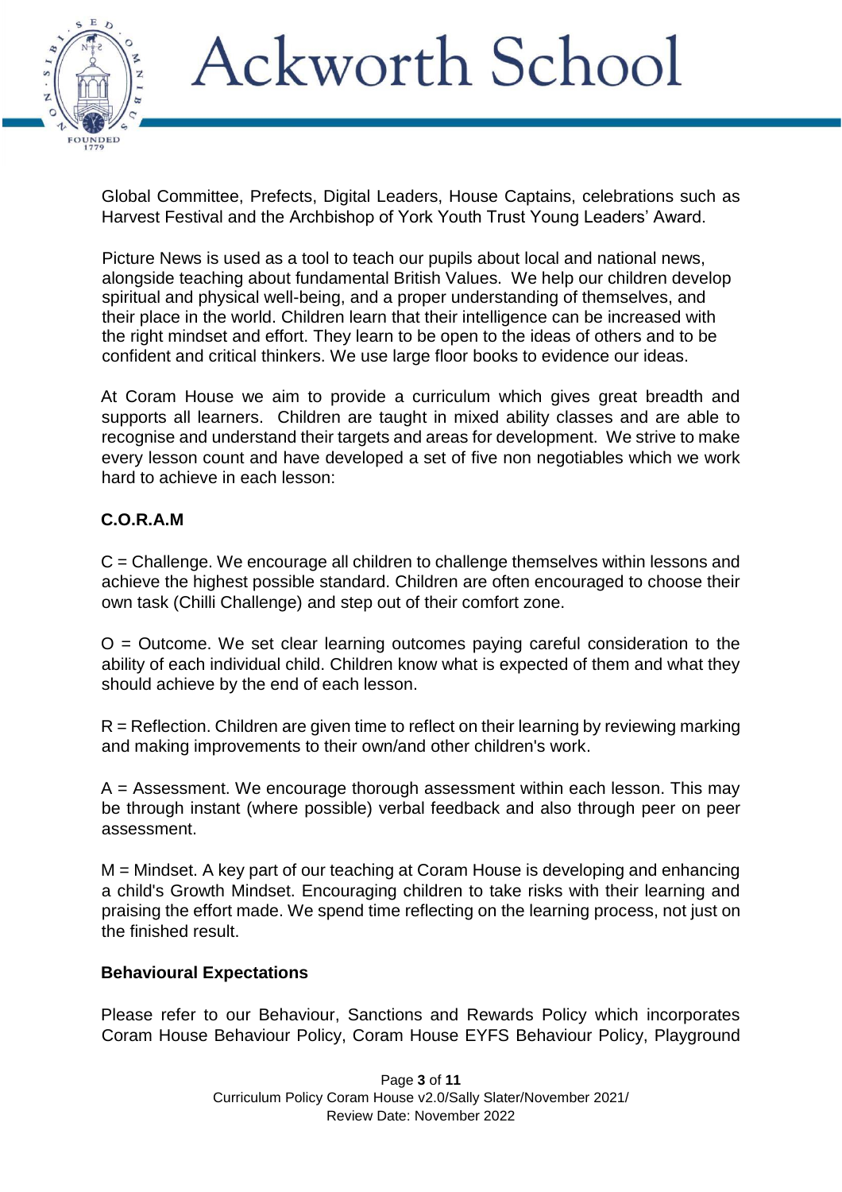Global Committee, Prefects, Digital Leaders, House Captains, celebrations such as Harvest Festival and the Archbishop of York Youth Trust Young Leaders' Award.

Picture News is used as a tool to teach our pupils about local and national news, alongside teaching about fundamental British Values. We help our children develop spiritual and physical well-being, and a proper understanding of themselves, and their place in the world. Children learn that their intelligence can be increased with the right mindset and effort. They learn to be open to the ideas of others and to be confident and critical thinkers. We use large floor books to evidence our ideas.

At Coram House we aim to provide a curriculum which gives great breadth and supports all learners. Children are taught in mixed ability classes and are able to recognise and understand their targets and areas for development. We strive to make every lesson count and have developed a set of five non negotiables which we work hard to achieve in each lesson:

**C.O.R.A.M**

C = Challenge. We encourage all children to challenge themselves within lessons and achieve the highest possible standard. Children are often encouraged to choose their own task (Chilli Challenge) and step out of their comfort zone.

O = Outcome. We set clear learning outcomes paying careful consideration to the ability of each individual child. Children know what is expected of them and what they should achieve by the end of each lesson.

R = Reflection. Children are given time to reflect on their learning by reviewing marking and making improvements to their own/and other children's work.

A = Assessment. We encourage thorough assessment within each lesson. This may be through instant (where possible) verbal feedback and also through peer on peer assessment.

M = Mindset. A key part of our teaching at Coram House is developing and enhancing a child's Growth Mindset. Encouraging children to take risks with their learning and praising the effort made. We spend time reflecting on the learning process, not just on the finished result.

**Behavioural Expectations**

Please refer to our Behaviour, Sanctions and Rewards Policy which incorporates Coram House Behaviour Policy, Coram House EYFS Behaviour Policy, Playground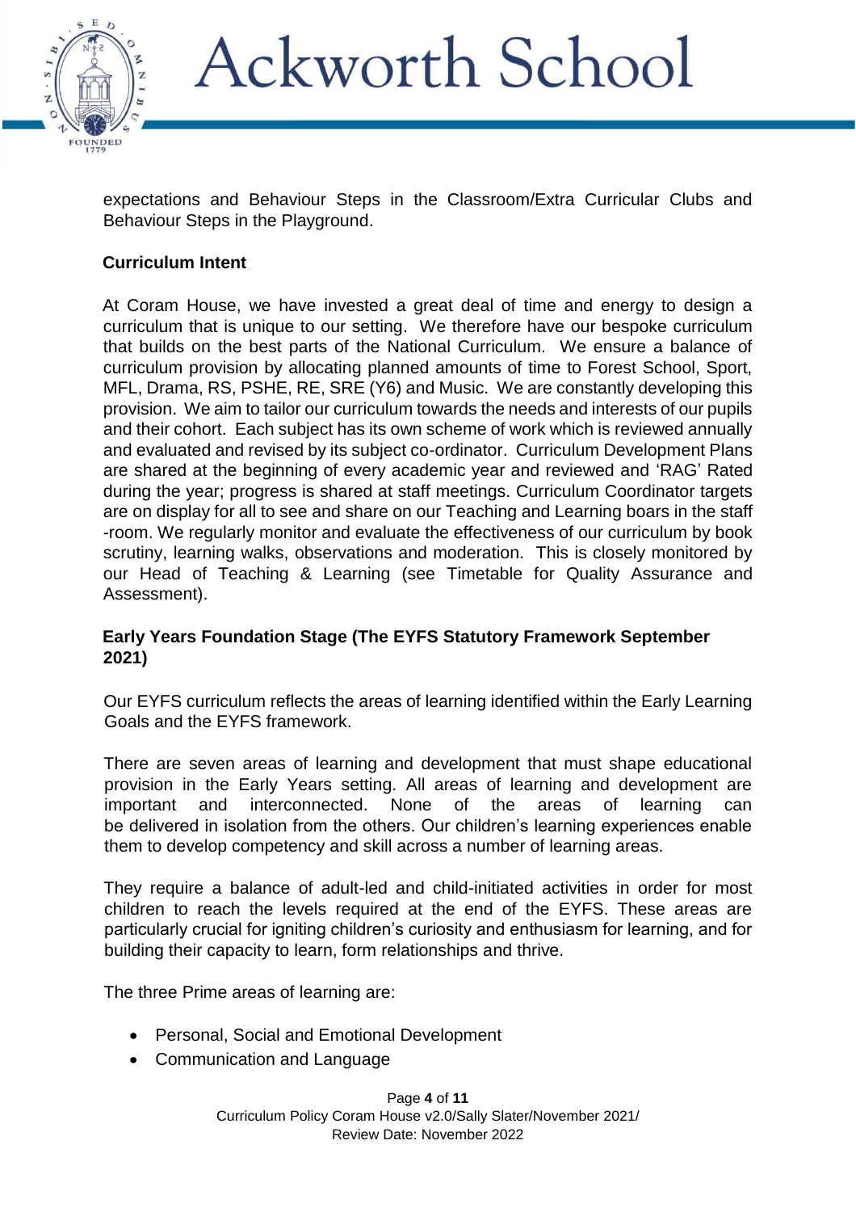expectations and Behaviour Steps in the Classroom/Extra Curricular Clubs and Behaviour Steps in the Playground.

## Curriculum Intent

At Coram House, we have invested a great deal of time and energy to design a curriculum that is unique to our setting. We therefore have our bespoke curriculum that builds on the best parts of the National Curriculum. We ensure a balance of curriculum provision by allocating planned amounts of time to Forest School, Sport, MFL, Drama, RS, PSHE, RE, SRE (Y6) and Music. We are constantly developing this provision. We aim to tailor our curriculum towards the needs and interests of our pupils and their cohort. Each subject has its own scheme of work which is reviewed annually and evaluated and revised by its subject co-ordinator. Curriculum Development Plans are shared at the beginning of every academic year and reviewed and 'RAG' Rated during the year; progress is shared at staff meetings. Curriculum Coordinator targets are on display for all to see and share on our Teaching and Learning boars in the staff -room. We regularly monitor and evaluate the effectiveness of our curriculum by book scrutiny, learning walks, observations and moderation. This is closely monitored by our Head of Teaching & Learning (see Timetable for Quality Assurance and Assessment).

## Early Years Foundation Stage (The EYFS Statutory Framework September 2021)

Our EYFS curriculum reflects the areas of learning identified within the Early Learning Goals and the EYFS framework.

There are seven areas of learning and development that must shape educational provision in the Early Years setting. All areas of learning and development are important and interconnected. None of the areas of learning can be delivered in isolation from the others. Our children's learning experiences enable them to develop competency and skill across a number of learning areas.

They require a balance of adult-led and child-initiated activities in order for most children to reach the levels required at the end of the EYFS. These areas are particularly crucial for igniting children's curiosity and enthusiasm for learning, and for building their capacity to learn, form relationships and thrive.

The three Prime areas of learning are:

- Personal, Social and Emotional Development
- Communication and Language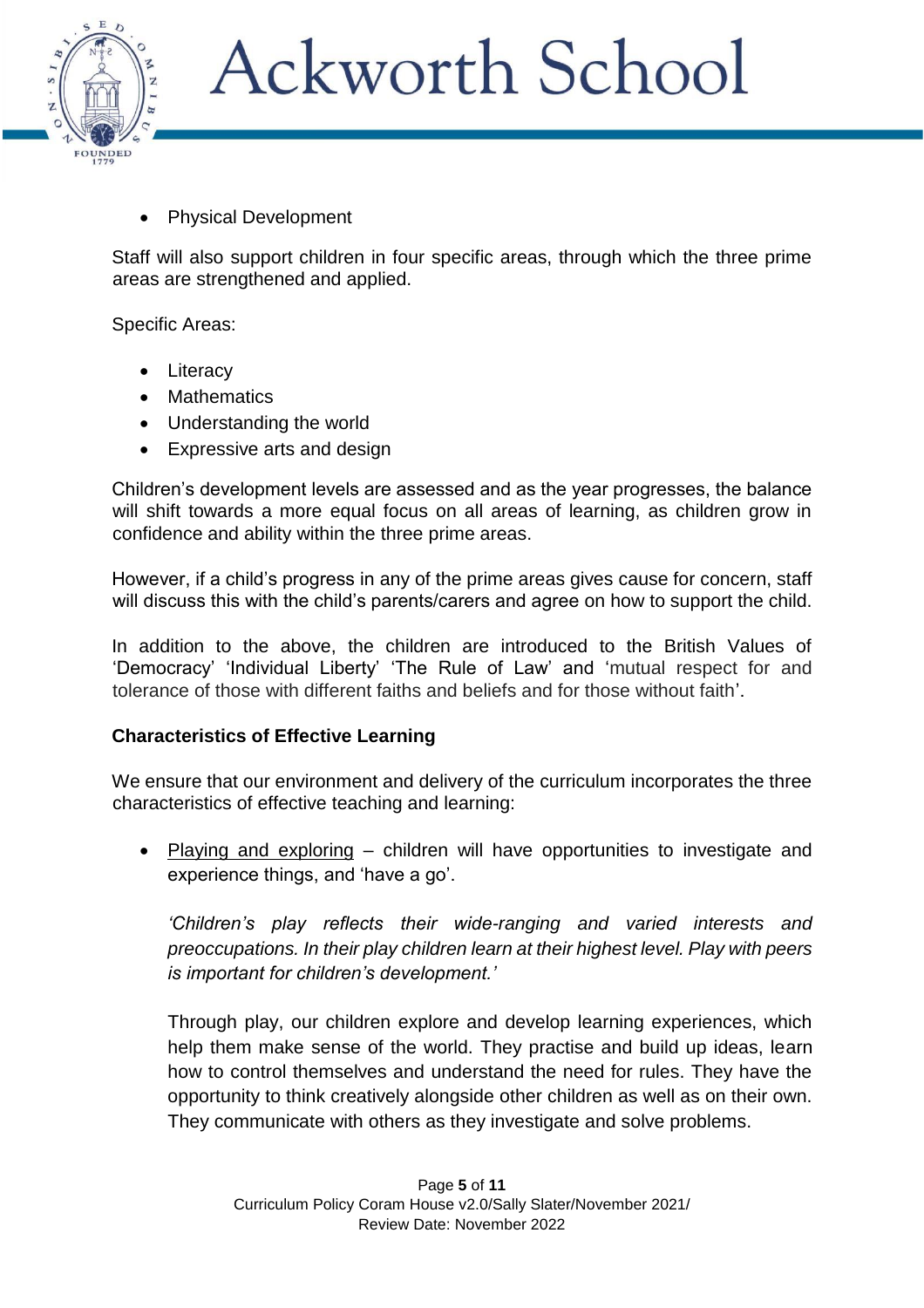- Physical Development

Staff will also support children in four specific areas, through which the three prime areas are strengthened and applied.

Specific Areas:

- Literacy
- Mathematics
- Understanding the world
- Expressive arts and design

Children's development levels are assessed and as the year progresses, the balance will shift towards a more equal focus on all areas of learning, as children grow in confidence and ability within the three prime areas.

However, if a child's progress in any of the prime areas gives cause for concern, staff will discuss this with the child's parents/carers and agree on how to support the child.

In addition to the above, the children are introduced to the British Values of 'Democracy' 'Individual Liberty' 'The Rule of Law' and 'mutual respect for and tolerance of those with different faiths and beliefs and for those without faith'.

**Characteristics of Effective Learning**

We ensure that our environment and delivery of the curriculum incorporates the three characteristics of effective teaching and learning:

- <u>Playing and exploring</u> – children will have opportunities to investigate and experience things, and 'have a go'.

  *'Children's play reflects their wide-ranging and varied interests and preoccupations. In their play children learn at their highest level. Play with peers is important for children's development.'*

  Through play, our children explore and develop learning experiences, which help them make sense of the world. They practise and build up ideas, learn how to control themselves and understand the need for rules. They have the opportunity to think creatively alongside other children as well as on their own. They communicate with others as they investigate and solve problems.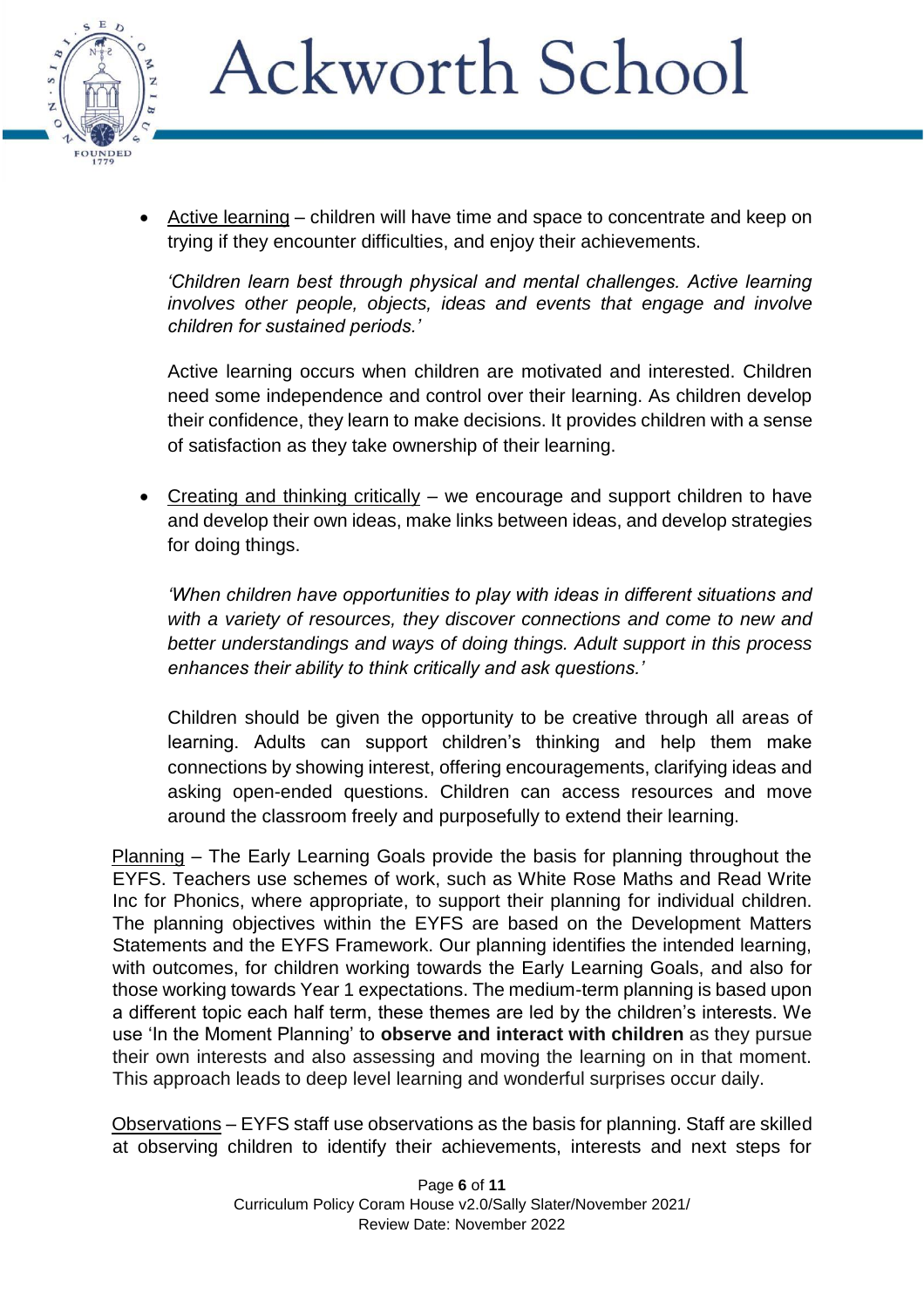- <u>Active learning</u> – children will have time and space to concentrate and keep on trying if they encounter difficulties, and enjoy their achievements.

  *'Children learn best through physical and mental challenges. Active learning involves other people, objects, ideas and events that engage and involve children for sustained periods.'*

  Active learning occurs when children are motivated and interested. Children need some independence and control over their learning. As children develop their confidence, they learn to make decisions. It provides children with a sense of satisfaction as they take ownership of their learning.

- <u>Creating and thinking critically</u> – we encourage and support children to have and develop their own ideas, make links between ideas, and develop strategies for doing things.

  *'When children have opportunities to play with ideas in different situations and with a variety of resources, they discover connections and come to new and better understandings and ways of doing things. Adult support in this process enhances their ability to think critically and ask questions.'*

  Children should be given the opportunity to be creative through all areas of learning. Adults can support children's thinking and help them make connections by showing interest, offering encouragements, clarifying ideas and asking open-ended questions. Children can access resources and move around the classroom freely and purposefully to extend their learning.

<u>Planning</u> – The Early Learning Goals provide the basis for planning throughout the EYFS. Teachers use schemes of work, such as White Rose Maths and Read Write Inc for Phonics, where appropriate, to support their planning for individual children. The planning objectives within the EYFS are based on the Development Matters Statements and the EYFS Framework. Our planning identifies the intended learning, with outcomes, for children working towards the Early Learning Goals, and also for those working towards Year 1 expectations. The medium-term planning is based upon a different topic each half term, these themes are led by the children's interests. We use 'In the Moment Planning' to **observe and interact with children** as they pursue their own interests and also assessing and moving the learning on in that moment. This approach leads to deep level learning and wonderful surprises occur daily.

<u>Observations</u> – EYFS staff use observations as the basis for planning. Staff are skilled at observing children to identify their achievements, interests and next steps for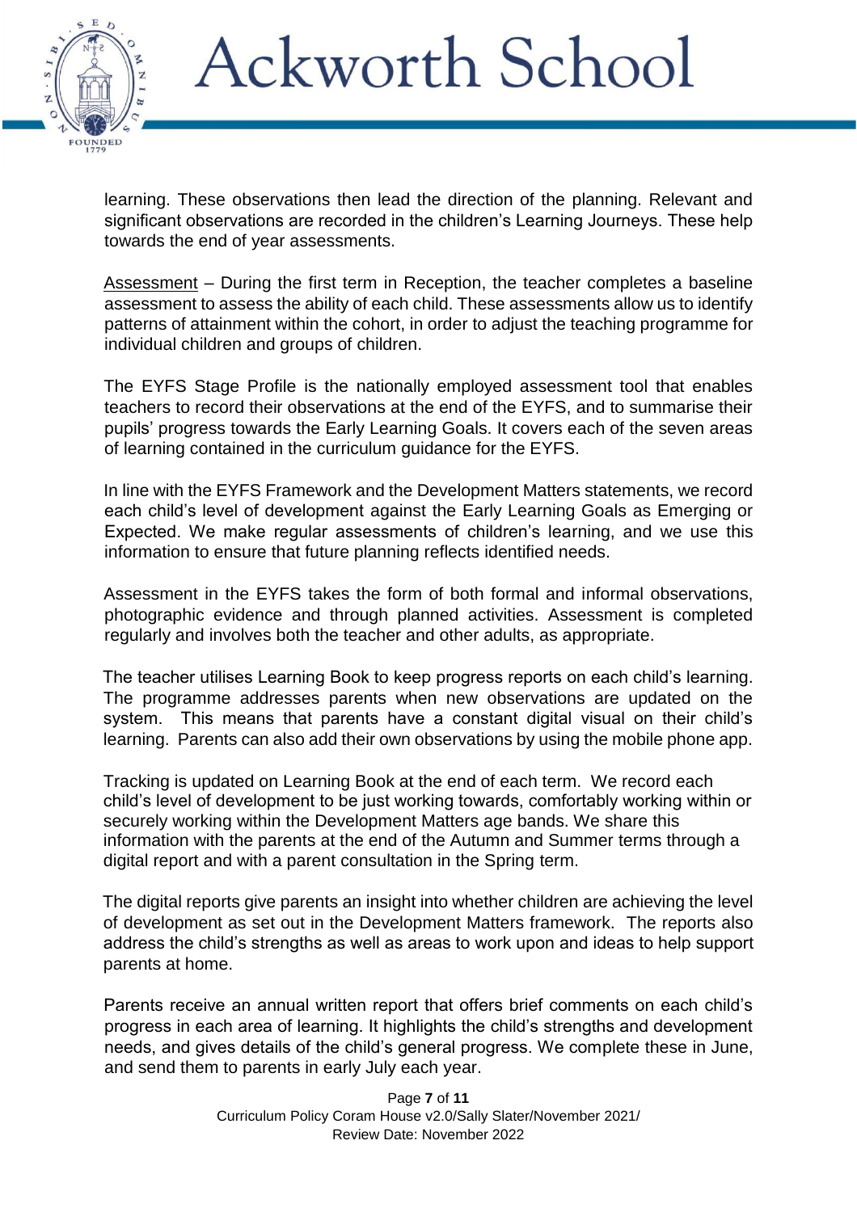learning. These observations then lead the direction of the planning. Relevant and significant observations are recorded in the children's Learning Journeys. These help towards the end of year assessments.

<u>Assessment</u> – During the first term in Reception, the teacher completes a baseline assessment to assess the ability of each child. These assessments allow us to identify patterns of attainment within the cohort, in order to adjust the teaching programme for individual children and groups of children.

The EYFS Stage Profile is the nationally employed assessment tool that enables teachers to record their observations at the end of the EYFS, and to summarise their pupils' progress towards the Early Learning Goals. It covers each of the seven areas of learning contained in the curriculum guidance for the EYFS.

In line with the EYFS Framework and the Development Matters statements, we record each child's level of development against the Early Learning Goals as Emerging or Expected. We make regular assessments of children's learning, and we use this information to ensure that future planning reflects identified needs.

Assessment in the EYFS takes the form of both formal and informal observations, photographic evidence and through planned activities. Assessment is completed regularly and involves both the teacher and other adults, as appropriate.

The teacher utilises Learning Book to keep progress reports on each child's learning. The programme addresses parents when new observations are updated on the system. This means that parents have a constant digital visual on their child's learning. Parents can also add their own observations by using the mobile phone app.

Tracking is updated on Learning Book at the end of each term. We record each child's level of development to be just working towards, comfortably working within or securely working within the Development Matters age bands. We share this information with the parents at the end of the Autumn and Summer terms through a digital report and with a parent consultation in the Spring term.

The digital reports give parents an insight into whether children are achieving the level of development as set out in the Development Matters framework. The reports also address the child's strengths as well as areas to work upon and ideas to help support parents at home.

Parents receive an annual written report that offers brief comments on each child's progress in each area of learning. It highlights the child's strengths and development needs, and gives details of the child's general progress. We complete these in June, and send them to parents in early July each year.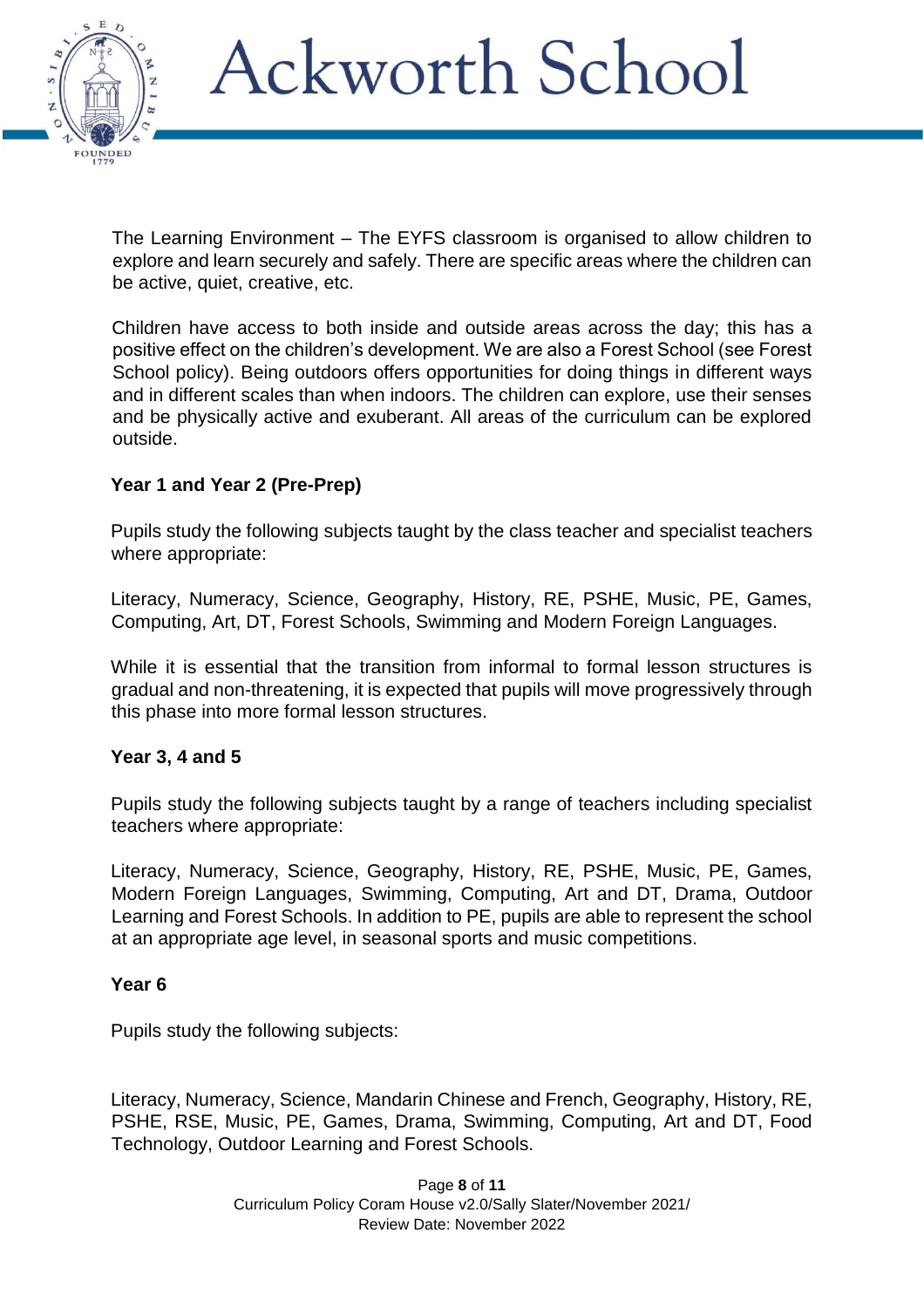The Learning Environment – The EYFS classroom is organised to allow children to explore and learn securely and safely. There are specific areas where the children can be active, quiet, creative, etc.

Children have access to both inside and outside areas across the day; this has a positive effect on the children's development. We are also a Forest School (see Forest School policy). Being outdoors offers opportunities for doing things in different ways and in different scales than when indoors. The children can explore, use their senses and be physically active and exuberant. All areas of the curriculum can be explored outside.

**Year 1 and Year 2 (Pre-Prep)**

Pupils study the following subjects taught by the class teacher and specialist teachers where appropriate:

Literacy, Numeracy, Science, Geography, History, RE, PSHE, Music, PE, Games, Computing, Art, DT, Forest Schools, Swimming and Modern Foreign Languages.

While it is essential that the transition from informal to formal lesson structures is gradual and non-threatening, it is expected that pupils will move progressively through this phase into more formal lesson structures.

**Year 3, 4 and 5**

Pupils study the following subjects taught by a range of teachers including specialist teachers where appropriate:

Literacy, Numeracy, Science, Geography, History, RE, PSHE, Music, PE, Games, Modern Foreign Languages, Swimming, Computing, Art and DT, Drama, Outdoor Learning and Forest Schools. In addition to PE, pupils are able to represent the school at an appropriate age level, in seasonal sports and music competitions.

**Year 6**

Pupils study the following subjects:

Literacy, Numeracy, Science, Mandarin Chinese and French, Geography, History, RE, PSHE, RSE, Music, PE, Games, Drama, Swimming, Computing, Art and DT, Food Technology, Outdoor Learning and Forest Schools.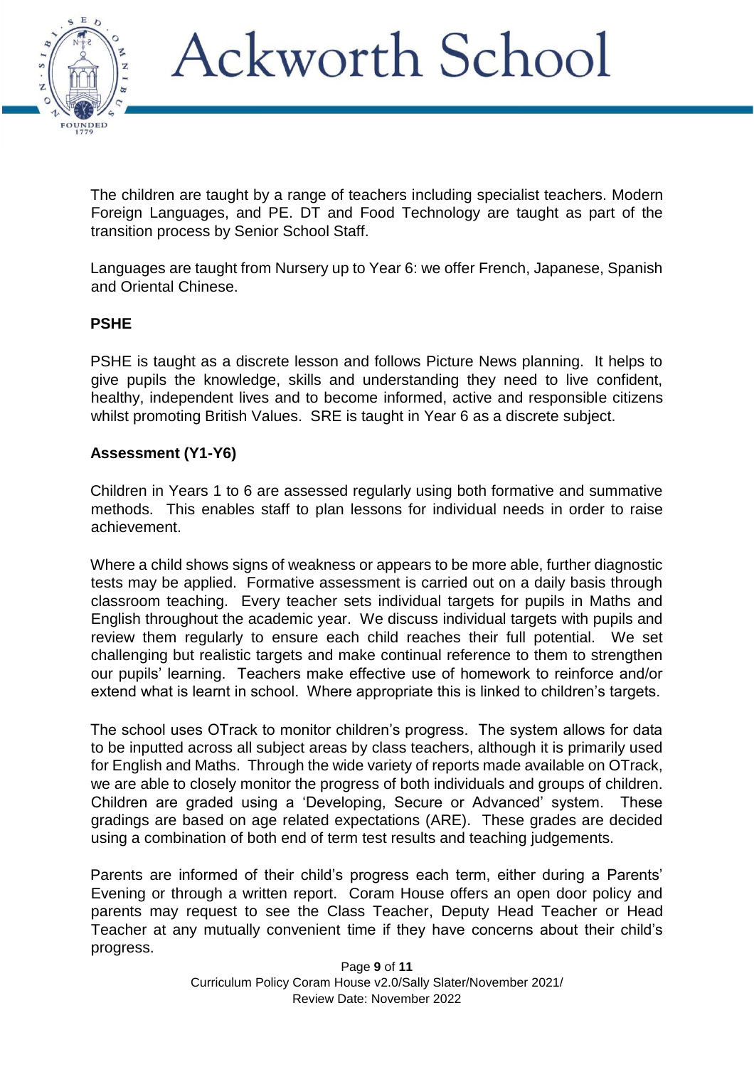The children are taught by a range of teachers including specialist teachers. Modern Foreign Languages, and PE. DT and Food Technology are taught as part of the transition process by Senior School Staff.

Languages are taught from Nursery up to Year 6: we offer French, Japanese, Spanish and Oriental Chinese.

**PSHE**

PSHE is taught as a discrete lesson and follows Picture News planning. It helps to give pupils the knowledge, skills and understanding they need to live confident, healthy, independent lives and to become informed, active and responsible citizens whilst promoting British Values. SRE is taught in Year 6 as a discrete subject.

**Assessment (Y1-Y6)**

Children in Years 1 to 6 are assessed regularly using both formative and summative methods. This enables staff to plan lessons for individual needs in order to raise achievement.

Where a child shows signs of weakness or appears to be more able, further diagnostic tests may be applied. Formative assessment is carried out on a daily basis through classroom teaching. Every teacher sets individual targets for pupils in Maths and English throughout the academic year. We discuss individual targets with pupils and review them regularly to ensure each child reaches their full potential. We set challenging but realistic targets and make continual reference to them to strengthen our pupils' learning. Teachers make effective use of homework to reinforce and/or extend what is learnt in school. Where appropriate this is linked to children's targets.

The school uses OTrack to monitor children's progress. The system allows for data to be inputted across all subject areas by class teachers, although it is primarily used for English and Maths. Through the wide variety of reports made available on OTrack, we are able to closely monitor the progress of both individuals and groups of children. Children are graded using a 'Developing, Secure or Advanced' system. These gradings are based on age related expectations (ARE). These grades are decided using a combination of both end of term test results and teaching judgements.

Parents are informed of their child's progress each term, either during a Parents' Evening or through a written report. Coram House offers an open door policy and parents may request to see the Class Teacher, Deputy Head Teacher or Head Teacher at any mutually convenient time if they have concerns about their child's progress.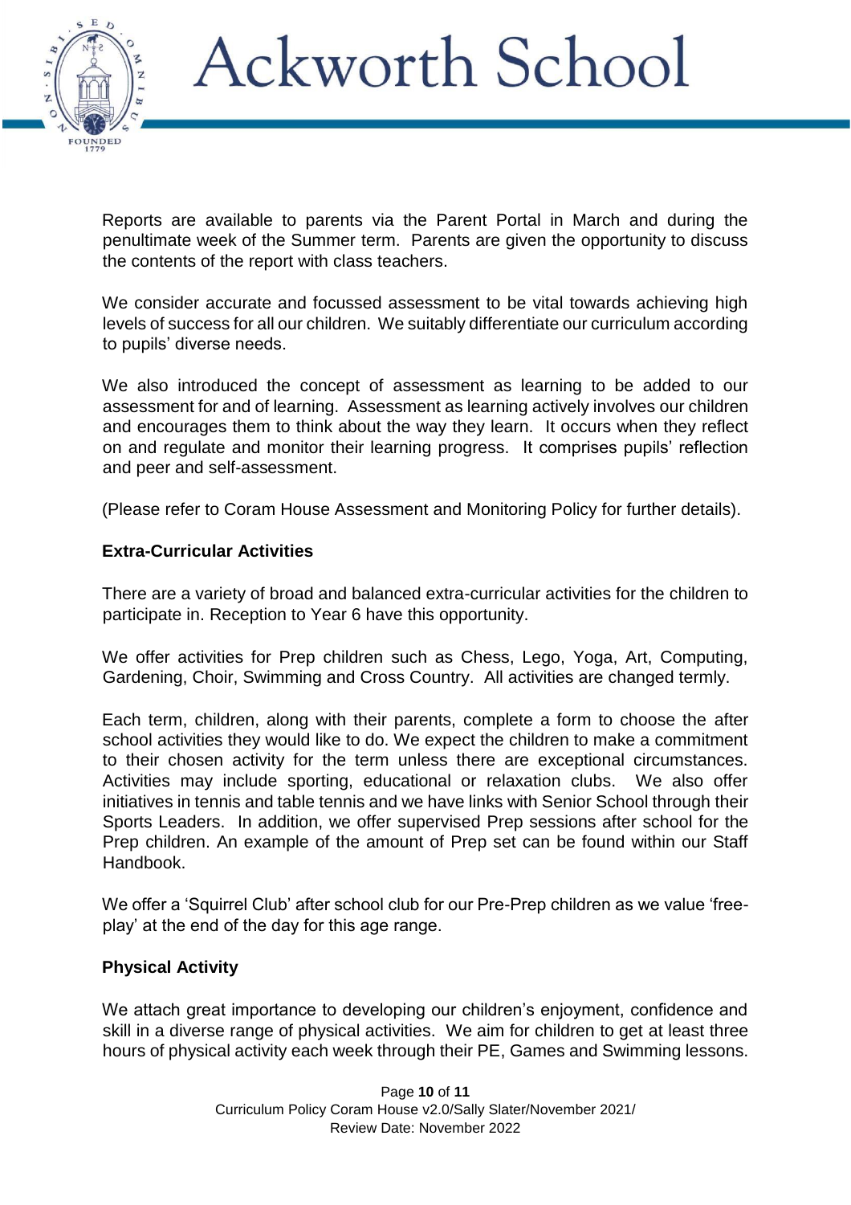Reports are available to parents via the Parent Portal in March and during the penultimate week of the Summer term. Parents are given the opportunity to discuss the contents of the report with class teachers.

We consider accurate and focussed assessment to be vital towards achieving high levels of success for all our children. We suitably differentiate our curriculum according to pupils' diverse needs.

We also introduced the concept of assessment as learning to be added to our assessment for and of learning. Assessment as learning actively involves our children and encourages them to think about the way they learn. It occurs when they reflect on and regulate and monitor their learning progress. It comprises pupils' reflection and peer and self-assessment.

(Please refer to Coram House Assessment and Monitoring Policy for further details).

**Extra-Curricular Activities**

There are a variety of broad and balanced extra-curricular activities for the children to participate in. Reception to Year 6 have this opportunity.

We offer activities for Prep children such as Chess, Lego, Yoga, Art, Computing, Gardening, Choir, Swimming and Cross Country. All activities are changed termly.

Each term, children, along with their parents, complete a form to choose the after school activities they would like to do. We expect the children to make a commitment to their chosen activity for the term unless there are exceptional circumstances. Activities may include sporting, educational or relaxation clubs. We also offer initiatives in tennis and table tennis and we have links with Senior School through their Sports Leaders. In addition, we offer supervised Prep sessions after school for the Prep children. An example of the amount of Prep set can be found within our Staff Handbook.

We offer a 'Squirrel Club' after school club for our Pre-Prep children as we value 'free-play' at the end of the day for this age range.

**Physical Activity**

We attach great importance to developing our children's enjoyment, confidence and skill in a diverse range of physical activities. We aim for children to get at least three hours of physical activity each week through their PE, Games and Swimming lessons.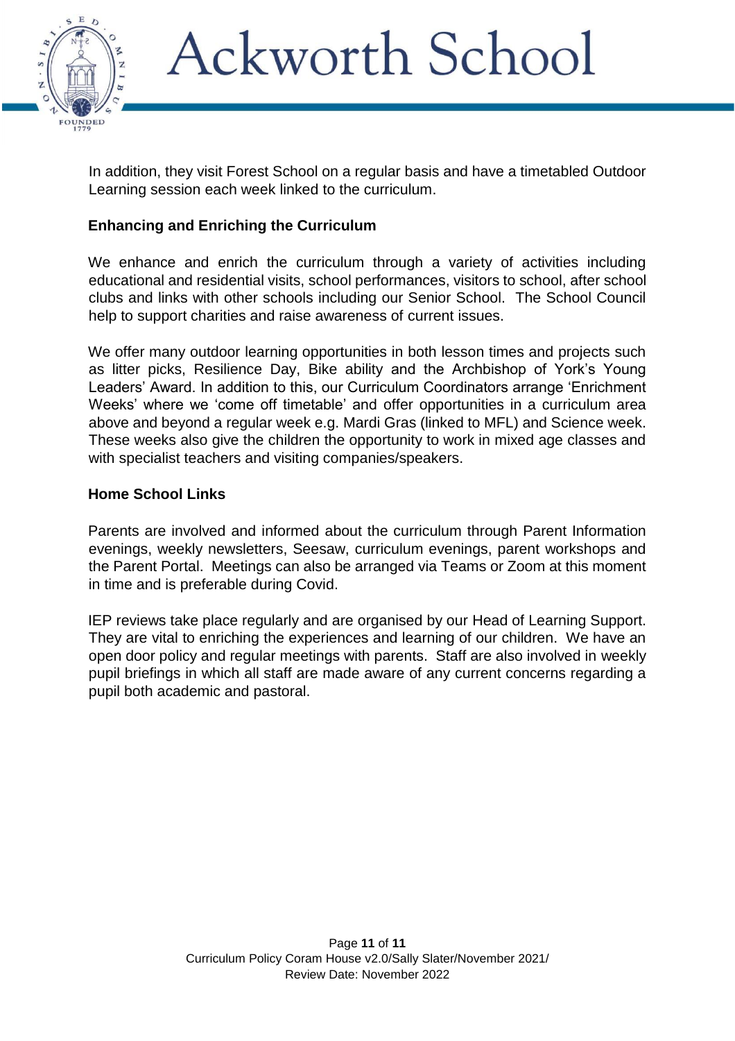In addition, they visit Forest School on a regular basis and have a timetabled Outdoor Learning session each week linked to the curriculum.

## Enhancing and Enriching the Curriculum

We enhance and enrich the curriculum through a variety of activities including educational and residential visits, school performances, visitors to school, after school clubs and links with other schools including our Senior School. The School Council help to support charities and raise awareness of current issues.

We offer many outdoor learning opportunities in both lesson times and projects such as litter picks, Resilience Day, Bike ability and the Archbishop of York's Young Leaders' Award. In addition to this, our Curriculum Coordinators arrange 'Enrichment Weeks' where we 'come off timetable' and offer opportunities in a curriculum area above and beyond a regular week e.g. Mardi Gras (linked to MFL) and Science week. These weeks also give the children the opportunity to work in mixed age classes and with specialist teachers and visiting companies/speakers.

## Home School Links

Parents are involved and informed about the curriculum through Parent Information evenings, weekly newsletters, Seesaw, curriculum evenings, parent workshops and the Parent Portal. Meetings can also be arranged via Teams or Zoom at this moment in time and is preferable during Covid.

IEP reviews take place regularly and are organised by our Head of Learning Support. They are vital to enriching the experiences and learning of our children. We have an open door policy and regular meetings with parents. Staff are also involved in weekly pupil briefings in which all staff are made aware of any current concerns regarding a pupil both academic and pastoral.